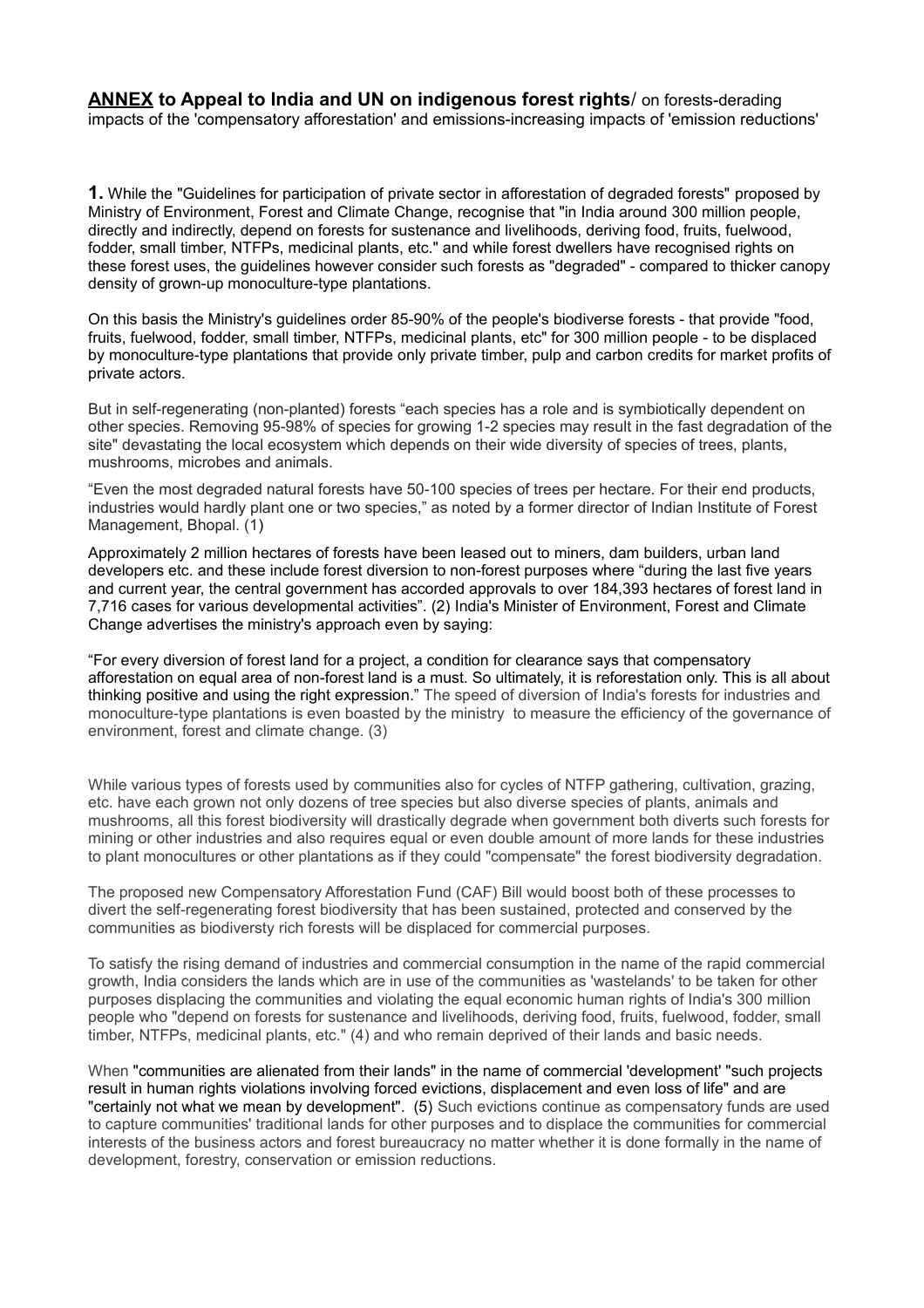**<u>ANNEX</u> to Appeal to India and UN on indigenous forest rights**/ on forests-derading impacts of the 'compensatory afforestation' and emissions-increasing impacts of 'emission reductions'

**1.** While the "Guidelines for participation of private sector in afforestation of degraded forests" proposed by Ministry of Environment, Forest and Climate Change, recognise that "in India around 300 million people, directly and indirectly, depend on forests for sustenance and livelihoods, deriving food, fruits, fuelwood, fodder, small timber, NTFPs, medicinal plants, etc." and while forest dwellers have recognised rights on these forest uses, the guidelines however consider such forests as "degraded" - compared to thicker canopy density of grown-up monoculture-type plantations.

On this basis the Ministry's guidelines order 85-90% of the people's biodiverse forests - that provide "food, fruits, fuelwood, fodder, small timber, NTFPs, medicinal plants, etc" for 300 million people - to be displaced by monoculture-type plantations that provide only private timber, pulp and carbon credits for market profits of private actors.

But in self-regenerating (non-planted) forests "each species has a role and is symbiotically dependent on other species. Removing 95-98% of species for growing 1-2 species may result in the fast degradation of the site" devastating the local ecosystem which depends on their wide diversity of species of trees, plants, mushrooms, microbes and animals.

"Even the most degraded natural forests have 50-100 species of trees per hectare. For their end products, industries would hardly plant one or two species," as noted by a former director of Indian Institute of Forest Management, Bhopal. (1)

Approximately 2 million hectares of forests have been leased out to miners, dam builders, urban land developers etc. and these include forest diversion to non-forest purposes where "during the last five years and current year, the central government has accorded approvals to over 184,393 hectares of forest land in 7,716 cases for various developmental activities". (2) India's Minister of Environment, Forest and Climate Change advertises the ministry's approach even by saying:

"For every diversion of forest land for a project, a condition for clearance says that compensatory afforestation on equal area of non-forest land is a must. So ultimately, it is reforestation only. This is all about thinking positive and using the right expression." The speed of diversion of India's forests for industries and monoculture-type plantations is even boasted by the ministry to measure the efficiency of the governance of environment, forest and climate change. (3)

While various types of forests used by communities also for cycles of NTFP gathering, cultivation, grazing, etc. have each grown not only dozens of tree species but also diverse species of plants, animals and mushrooms, all this forest biodiversity will drastically degrade when government both diverts such forests for mining or other industries and also requires equal or even double amount of more lands for these industries to plant monocultures or other plantations as if they could "compensate" the forest biodiversity degradation.

The proposed new Compensatory Afforestation Fund (CAF) Bill would boost both of these processes to divert the self-regenerating forest biodiversity that has been sustained, protected and conserved by the communities as biodiversty rich forests will be displaced for commercial purposes.

To satisfy the rising demand of industries and commercial consumption in the name of the rapid commercial growth, India considers the lands which are in use of the communities as 'wastelands' to be taken for other purposes displacing the communities and violating the equal economic human rights of India's 300 million people who "depend on forests for sustenance and livelihoods, deriving food, fruits, fuelwood, fodder, small timber, NTFPs, medicinal plants, etc." (4) and who remain deprived of their lands and basic needs.

When "communities are alienated from their lands" in the name of commercial 'development' "such projects result in human rights violations involving forced evictions, displacement and even loss of life" and are "certainly not what we mean by development". (5) Such evictions continue as compensatory funds are used to capture communities' traditional lands for other purposes and to displace the communities for commercial interests of the business actors and forest bureaucracy no matter whether it is done formally in the name of development, forestry, conservation or emission reductions.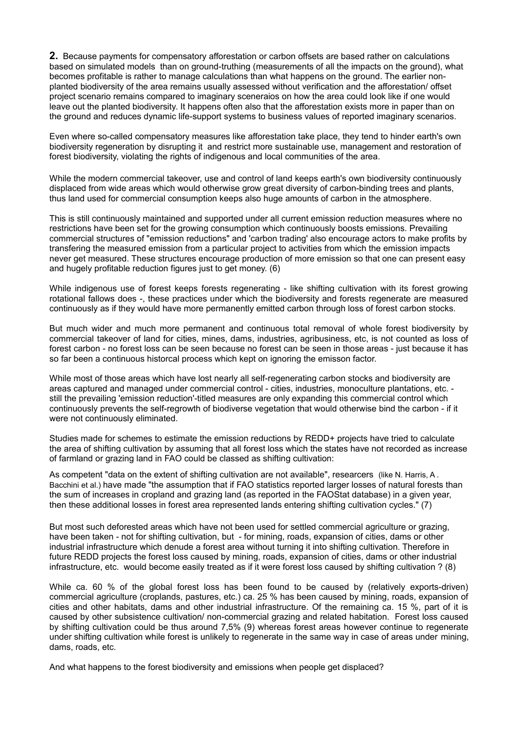**2.** Because payments for compensatory afforestation or carbon offsets are based rather on calculations based on simulated models than on ground-truthing (measurements of all the impacts on the ground), what becomes profitable is rather to manage calculations than what happens on the ground. The earlier non-planted biodiversity of the area remains usually assessed without verification and the afforestation/ offset project scenario remains compared to imaginary sceneraios on how the area could look like if one would leave out the planted biodiversity. It happens often also that the afforestation exists more in paper than on the ground and reduces dynamic life-support systems to business values of reported imaginary scenarios.

Even where so-called compensatory measures like afforestation take place, they tend to hinder earth's own biodiversity regeneration by disrupting it and restrict more sustainable use, management and restoration of forest biodiversity, violating the rights of indigenous and local communities of the area.

While the modern commercial takeover, use and control of land keeps earth's own biodiversity continuously displaced from wide areas which would otherwise grow great diversity of carbon-binding trees and plants, thus land used for commercial consumption keeps also huge amounts of carbon in the atmosphere.

This is still continuously maintained and supported under all current emission reduction measures where no restrictions have been set for the growing consumption which continuously boosts emissions. Prevailing commercial structures of "emission reductions" and 'carbon trading' also encourage actors to make profits by transfering the measured emission from a particular project to activities from which the emission impacts never get measured. These structures encourage production of more emission so that one can present easy and hugely profitable reduction figures just to get money. (6)

While indigenous use of forest keeps forests regenerating - like shifting cultivation with its forest growing rotational fallows does -, these practices under which the biodiversity and forests regenerate are measured continuously as if they would have more permanently emitted carbon through loss of forest carbon stocks.

But much wider and much more permanent and continuous total removal of whole forest biodiversity by commercial takeover of land for cities, mines, dams, industries, agribusiness, etc, is not counted as loss of forest carbon - no forest loss can be seen because no forest can be seen in those areas - just because it has so far been a continuous historcal process which kept on ignoring the emisson factor.

While most of those areas which have lost nearly all self-regenerating carbon stocks and biodiversity are areas captured and managed under commercial control - cities, industries, monoculture plantations, etc. - still the prevailing 'emission reduction'-titled measures are only expanding this commercial control which continuously prevents the self-regrowth of biodiverse vegetation that would otherwise bind the carbon - if it were not continuously eliminated.

Studies made for schemes to estimate the emission reductions by REDD+ projects have tried to calculate the area of shifting cultivation by assuming that all forest loss which the states have not recorded as increase of farmland or grazing land in FAO could be classed as shifting cultivation:

As competent "data on the extent of shifting cultivation are not available", researcers (like N. Harris, A . Bacchini et al.) have made "the assumption that if FAO statistics reported larger losses of natural forests than the sum of increases in cropland and grazing land (as reported in the FAOStat database) in a given year, then these additional losses in forest area represented lands entering shifting cultivation cycles." (7)

But most such deforested areas which have not been used for settled commercial agriculture or grazing, have been taken - not for shifting cultivation, but - for mining, roads, expansion of cities, dams or other industrial infrastructure which denude a forest area without turning it into shifting cultivation. Therefore in future REDD projects the forest loss caused by mining, roads, expansion of cities, dams or other industrial infrastructure, etc. would become easily treated as if it were forest loss caused by shifting cultivation ? (8)

While ca. 60 % of the global forest loss has been found to be caused by (relatively exports-driven) commercial agriculture (croplands, pastures, etc.) ca. 25 % has been caused by mining, roads, expansion of cities and other habitats, dams and other industrial infrastructure. Of the remaining ca. 15 %, part of it is caused by other subsistence cultivation/ non-commercial grazing and related habitation. Forest loss caused by shifting cultivation could be thus around 7,5% (9) whereas forest areas however continue to regenerate under shifting cultivation while forest is unlikely to regenerate in the same way in case of areas under mining, dams, roads, etc.

And what happens to the forest biodiversity and emissions when people get displaced?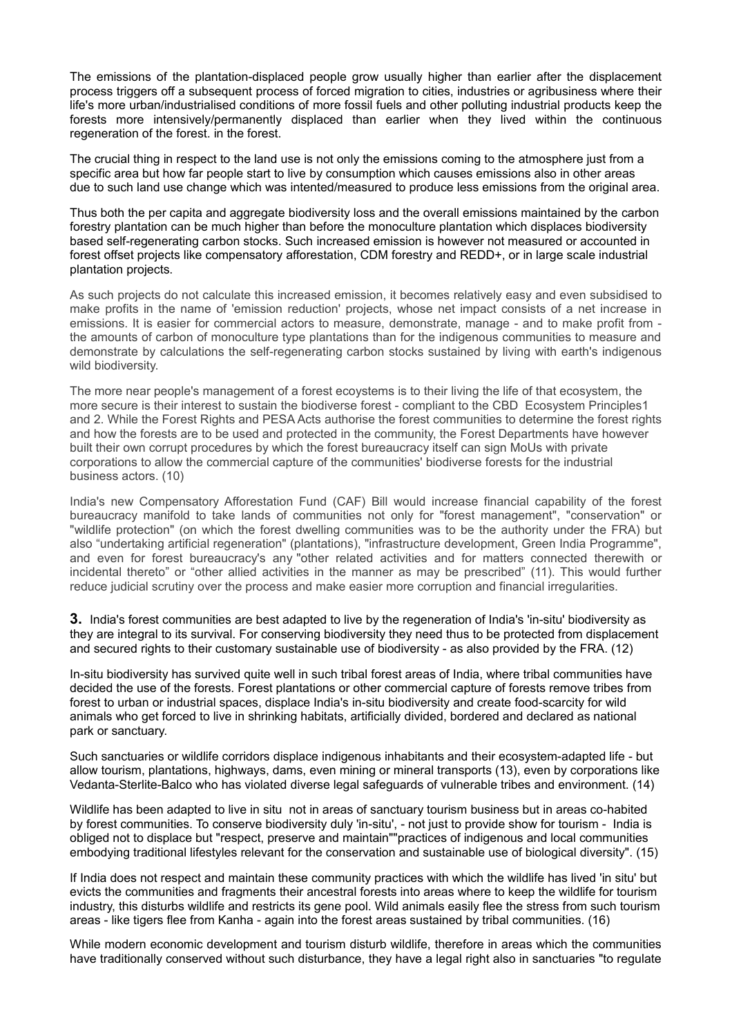The emissions of the plantation-displaced people grow usually higher than earlier after the displacement process triggers off a subsequent process of forced migration to cities, industries or agribusiness where their life's more urban/industrialised conditions of more fossil fuels and other polluting industrial products keep the forests more intensively/permanently displaced than earlier when they lived within the continuous regeneration of the forest. in the forest.

The crucial thing in respect to the land use is not only the emissions coming to the atmosphere just from a specific area but how far people start to live by consumption which causes emissions also in other areas due to such land use change which was intented/measured to produce less emissions from the original area.

Thus both the per capita and aggregate biodiversity loss and the overall emissions maintained by the carbon forestry plantation can be much higher than before the monoculture plantation which displaces biodiversity based self-regenerating carbon stocks. Such increased emission is however not measured or accounted in forest offset projects like compensatory afforestation, CDM forestry and REDD+, or in large scale industrial plantation projects.

As such projects do not calculate this increased emission, it becomes relatively easy and even subsidised to make profits in the name of 'emission reduction' projects, whose net impact consists of a net increase in emissions. It is easier for commercial actors to measure, demonstrate, manage - and to make profit from - the amounts of carbon of monoculture type plantations than for the indigenous communities to measure and demonstrate by calculations the self-regenerating carbon stocks sustained by living with earth's indigenous wild biodiversity.

The more near people's management of a forest ecoystems is to their living the life of that ecosystem, the more secure is their interest to sustain the biodiverse forest - compliant to the CBD Ecosystem Principles1 and 2. While the Forest Rights and PESA Acts authorise the forest communities to determine the forest rights and how the forests are to be used and protected in the community, the Forest Departments have however built their own corrupt procedures by which the forest bureaucracy itself can sign MoUs with private corporations to allow the commercial capture of the communities' biodiverse forests for the industrial business actors. (10)

India's new Compensatory Afforestation Fund (CAF) Bill would increase financial capability of the forest bureaucracy manifold to take lands of communities not only for "forest management", "conservation" or "wildlife protection" (on which the forest dwelling communities was to be the authority under the FRA) but also "undertaking artificial regeneration" (plantations), "infrastructure development, Green India Programme", and even for forest bureaucracy's any "other related activities and for matters connected therewith or incidental thereto" or "other allied activities in the manner as may be prescribed" (11). This would further reduce judicial scrutiny over the process and make easier more corruption and financial irregularities.

**3.** India's forest communities are best adapted to live by the regeneration of India's 'in-situ' biodiversity as they are integral to its survival. For conserving biodiversity they need thus to be protected from displacement and secured rights to their customary sustainable use of biodiversity - as also provided by the FRA. (12)

In-situ biodiversity has survived quite well in such tribal forest areas of India, where tribal communities have decided the use of the forests. Forest plantations or other commercial capture of forests remove tribes from forest to urban or industrial spaces, displace India's in-situ biodiversity and create food-scarcity for wild animals who get forced to live in shrinking habitats, artificially divided, bordered and declared as national park or sanctuary.

Such sanctuaries or wildlife corridors displace indigenous inhabitants and their ecosystem-adapted life - but allow tourism, plantations, highways, dams, even mining or mineral transports (13), even by corporations like Vedanta-Sterlite-Balco who has violated diverse legal safeguards of vulnerable tribes and environment. (14)

Wildlife has been adapted to live in situ not in areas of sanctuary tourism business but in areas co-habited by forest communities. To conserve biodiversity duly 'in-situ', - not just to provide show for tourism - India is obliged not to displace but "respect, preserve and maintain""practices of indigenous and local communities embodying traditional lifestyles relevant for the conservation and sustainable use of biological diversity". (15)

If India does not respect and maintain these community practices with which the wildlife has lived 'in situ' but evicts the communities and fragments their ancestral forests into areas where to keep the wildlife for tourism industry, this disturbs wildlife and restricts its gene pool. Wild animals easily flee the stress from such tourism areas - like tigers flee from Kanha - again into the forest areas sustained by tribal communities. (16)

While modern economic development and tourism disturb wildlife, therefore in areas which the communities have traditionally conserved without such disturbance, they have a legal right also in sanctuaries "to regulate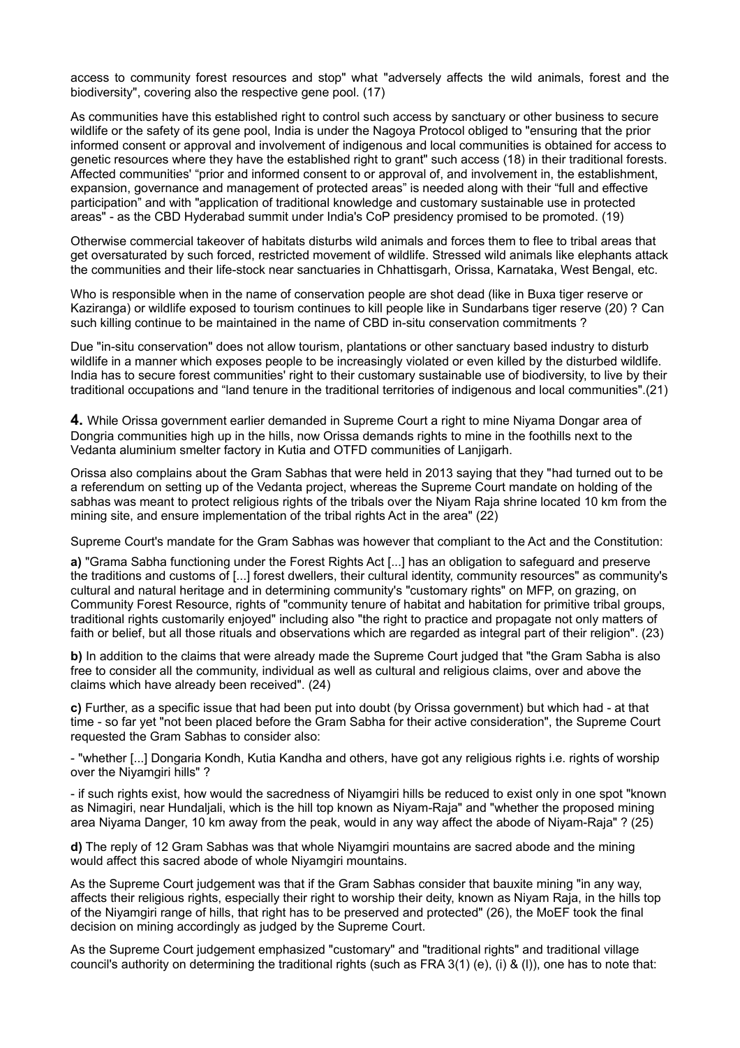access to community forest resources and stop" what "adversely affects the wild animals, forest and the biodiversity", covering also the respective gene pool. (17)

As communities have this established right to control such access by sanctuary or other business to secure wildlife or the safety of its gene pool, India is under the Nagoya Protocol obliged to "ensuring that the prior informed consent or approval and involvement of indigenous and local communities is obtained for access to genetic resources where they have the established right to grant" such access (18) in their traditional forests. Affected communities' "prior and informed consent to or approval of, and involvement in, the establishment, expansion, governance and management of protected areas" is needed along with their "full and effective participation" and with "application of traditional knowledge and customary sustainable use in protected areas" - as the CBD Hyderabad summit under India's CoP presidency promised to be promoted. (19)

Otherwise commercial takeover of habitats disturbs wild animals and forces them to flee to tribal areas that get oversaturated by such forced, restricted movement of wildlife. Stressed wild animals like elephants attack the communities and their life-stock near sanctuaries in Chhattisgarh, Orissa, Karnataka, West Bengal, etc.

Who is responsible when in the name of conservation people are shot dead (like in Buxa tiger reserve or Kaziranga) or wildlife exposed to tourism continues to kill people like in Sundarbans tiger reserve (20) ? Can such killing continue to be maintained in the name of CBD in-situ conservation commitments ?

Due "in-situ conservation" does not allow tourism, plantations or other sanctuary based industry to disturb wildlife in a manner which exposes people to be increasingly violated or even killed by the disturbed wildlife. India has to secure forest communities' right to their customary sustainable use of biodiversity, to live by their traditional occupations and "land tenure in the traditional territories of indigenous and local communities".(21)

**4.** While Orissa government earlier demanded in Supreme Court a right to mine Niyama Dongar area of Dongria communities high up in the hills, now Orissa demands rights to mine in the foothills next to the Vedanta aluminium smelter factory in Kutia and OTFD communities of Lanjigarh.

Orissa also complains about the Gram Sabhas that were held in 2013 saying that they "had turned out to be a referendum on setting up of the Vedanta project, whereas the Supreme Court mandate on holding of the sabhas was meant to protect religious rights of the tribals over the Niyam Raja shrine located 10 km from the mining site, and ensure implementation of the tribal rights Act in the area" (22)

Supreme Court's mandate for the Gram Sabhas was however that compliant to the Act and the Constitution:

**a)** "Grama Sabha functioning under the Forest Rights Act [...] has an obligation to safeguard and preserve the traditions and customs of [...] forest dwellers, their cultural identity, community resources" as community's cultural and natural heritage and in determining community's "customary rights" on MFP, on grazing, on Community Forest Resource, rights of "community tenure of habitat and habitation for primitive tribal groups, traditional rights customarily enjoyed" including also "the right to practice and propagate not only matters of faith or belief, but all those rituals and observations which are regarded as integral part of their religion". (23)

**b)** In addition to the claims that were already made the Supreme Court judged that "the Gram Sabha is also free to consider all the community, individual as well as cultural and religious claims, over and above the claims which have already been received". (24)

**c)** Further, as a specific issue that had been put into doubt (by Orissa government) but which had - at that time - so far yet "not been placed before the Gram Sabha for their active consideration", the Supreme Court requested the Gram Sabhas to consider also:

- "whether [...] Dongaria Kondh, Kutia Kandha and others, have got any religious rights i.e. rights of worship over the Niyamgiri hills" ?

- if such rights exist, how would the sacredness of Niyamgiri hills be reduced to exist only in one spot "known as Nimagiri, near Hundaljali, which is the hill top known as Niyam-Raja" and "whether the proposed mining area Niyama Danger, 10 km away from the peak, would in any way affect the abode of Niyam-Raja" ? (25)

**d)** The reply of 12 Gram Sabhas was that whole Niyamgiri mountains are sacred abode and the mining would affect this sacred abode of whole Niyamgiri mountains.

As the Supreme Court judgement was that if the Gram Sabhas consider that bauxite mining "in any way, affects their religious rights, especially their right to worship their deity, known as Niyam Raja, in the hills top of the Niyamgiri range of hills, that right has to be preserved and protected" (26), the MoEF took the final decision on mining accordingly as judged by the Supreme Court.

As the Supreme Court judgement emphasized "customary" and "traditional rights" and traditional village council's authority on determining the traditional rights (such as FRA 3(1) (e), (i) & (l)), one has to note that: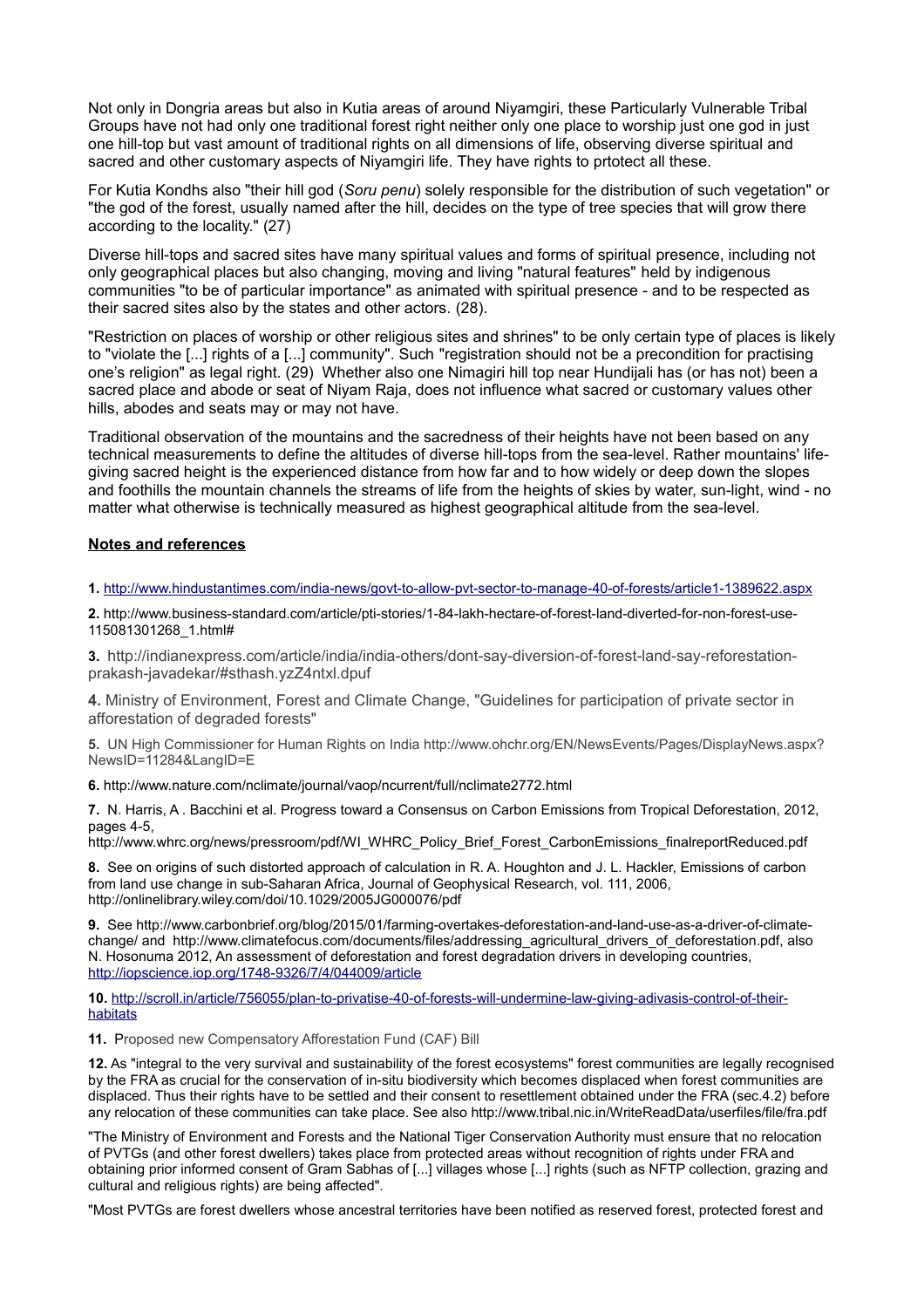Not only in Dongria areas but also in Kutia areas of around Niyamgiri, these Particularly Vulnerable Tribal Groups have not had only one traditional forest right neither only one place to worship just one god in just one hill-top but vast amount of traditional rights on all dimensions of life, observing diverse spiritual and sacred and other customary aspects of Niyamgiri life. They have rights to prtotect all these.

For Kutia Kondhs also "their hill god (*Soru penu*) solely responsible for the distribution of such vegetation" or "the god of the forest, usually named after the hill, decides on the type of tree species that will grow there according to the locality." (27)

Diverse hill-tops and sacred sites have many spiritual values and forms of spiritual presence, including not only geographical places but also changing, moving and living "natural features" held by indigenous communities "to be of particular importance" as animated with spiritual presence - and to be respected as their sacred sites also by the states and other actors. (28).

"Restriction on places of worship or other religious sites and shrines" to be only certain type of places is likely to "violate the [...] rights of a [...] community". Such "registration should not be a precondition for practising one's religion" as legal right. (29) Whether also one Nimagiri hill top near Hundijali has (or has not) been a sacred place and abode or seat of Niyam Raja, does not influence what sacred or customary values other hills, abodes and seats may or may not have.

Traditional observation of the mountains and the sacredness of their heights have not been based on any technical measurements to define the altitudes of diverse hill-tops from the sea-level. Rather mountains' life-giving sacred height is the experienced distance from how far and to how widely or deep down the slopes and foothills the mountain channels the streams of life from the heights of skies by water, sun-light, wind - no matter what otherwise is technically measured as highest geographical altitude from the sea-level.

## Notes and references

**1.** http://www.hindustantimes.com/india-news/govt-to-allow-pvt-sector-to-manage-40-of-forests/article1-1389622.aspx

**2.** http://www.business-standard.com/article/pti-stories/1-84-lakh-hectare-of-forest-land-diverted-for-non-forest-use-115081301268_1.html#

**3.** http://indianexpress.com/article/india/india-others/dont-say-diversion-of-forest-land-say-reforestation-prakash-javadekar/#sthash.yzZ4ntxl.dpuf

**4.** Ministry of Environment, Forest and Climate Change, "Guidelines for participation of private sector in afforestation of degraded forests"

**5.** UN High Commissioner for Human Rights on India http://www.ohchr.org/EN/NewsEvents/Pages/DisplayNews.aspx?NewsID=11284&LangID=E

**6.** http://www.nature.com/nclimate/journal/vaop/ncurrent/full/nclimate2772.html

**7.** N. Harris, A . Bacchini et al. Progress toward a Consensus on Carbon Emissions from Tropical Deforestation, 2012, pages 4-5, http://www.whrc.org/news/pressroom/pdf/WI_WHRC_Policy_Brief_Forest_CarbonEmissions_finalreportReduced.pdf

**8.** See on origins of such distorted approach of calculation in R. A. Houghton and J. L. Hackler, Emissions of carbon from land use change in sub-Saharan Africa, Journal of Geophysical Research, vol. 111, 2006, http://onlinelibrary.wiley.com/doi/10.1029/2005JG000076/pdf

**9.** See http://www.carbonbrief.org/blog/2015/01/farming-overtakes-deforestation-and-land-use-as-a-driver-of-climate-change/ and http://www.climatefocus.com/documents/files/addressing_agricultural_drivers_of_deforestation.pdf, also N. Hosonuma 2012, An assessment of deforestation and forest degradation drivers in developing countries, http://iopscience.iop.org/1748-9326/7/4/044009/article

**10.** http://scroll.in/article/756055/plan-to-privatise-40-of-forests-will-undermine-law-giving-adivasis-control-of-their-habitats

**11.** Proposed new Compensatory Afforestation Fund (CAF) Bill

**12.** As "integral to the very survival and sustainability of the forest ecosystems" forest communities are legally recognised by the FRA as crucial for the conservation of in-situ biodiversity which becomes displaced when forest communities are displaced. Thus their rights have to be settled and their consent to resettlement obtained under the FRA (sec.4.2) before any relocation of these communities can take place. See also http://www.tribal.nic.in/WriteReadData/userfiles/file/fra.pdf

"The Ministry of Environment and Forests and the National Tiger Conservation Authority must ensure that no relocation of PVTGs (and other forest dwellers) takes place from protected areas without recognition of rights under FRA and obtaining prior informed consent of Gram Sabhas of [...] villages whose [...] rights (such as NFTP collection, grazing and cultural and religious rights) are being affected".

"Most PVTGs are forest dwellers whose ancestral territories have been notified as reserved forest, protected forest and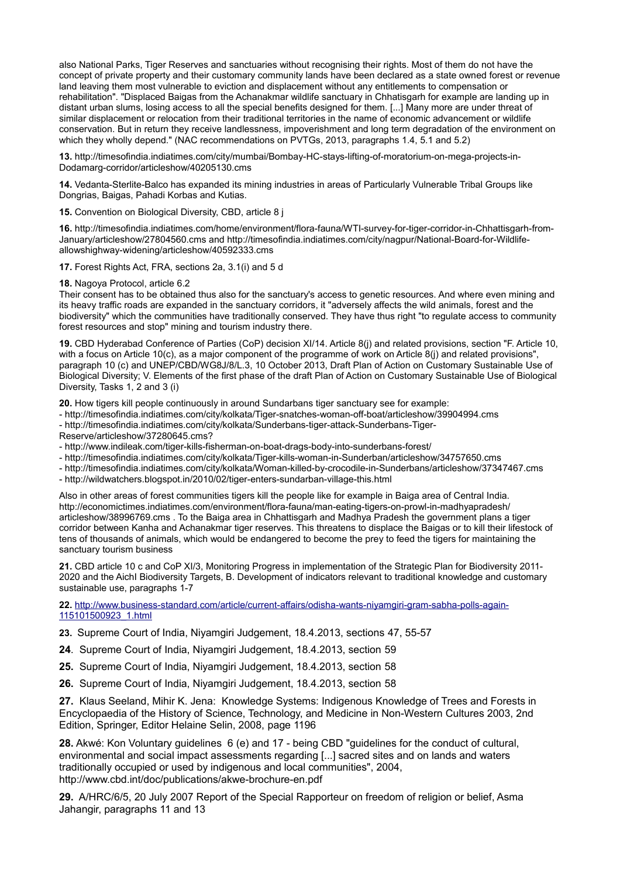also National Parks, Tiger Reserves and sanctuaries without recognising their rights. Most of them do not have the concept of private property and their customary community lands have been declared as a state owned forest or revenue land leaving them most vulnerable to eviction and displacement without any entitlements to compensation or rehabilitation". "Displaced Baigas from the Achanakmar wildlife sanctuary in Chhatisgarh for example are landing up in distant urban slums, losing access to all the special benefits designed for them. [...] Many more are under threat of similar displacement or relocation from their traditional territories in the name of economic advancement or wildlife conservation. But in return they receive landlessness, impoverishment and long term degradation of the environment on which they wholly depend." (NAC recommendations on PVTGs, 2013, paragraphs 1.4, 5.1 and 5.2)

**13.** http://timesofindia.indiatimes.com/city/mumbai/Bombay-HC-stays-lifting-of-moratorium-on-mega-projects-in-Dodamarg-corridor/articleshow/40205130.cms

**14.** Vedanta-Sterlite-Balco has expanded its mining industries in areas of Particularly Vulnerable Tribal Groups like Dongrias, Baigas, Pahadi Korbas and Kutias.

**15.** Convention on Biological Diversity, CBD, article 8 j

**16.** http://timesofindia.indiatimes.com/home/environment/flora-fauna/WTI-survey-for-tiger-corridor-in-Chhattisgarh-from-January/articleshow/27804560.cms and http://timesofindia.indiatimes.com/city/nagpur/National-Board-for-Wildlife-allowshighway-widening/articleshow/40592333.cms

**17.** Forest Rights Act, FRA, sections 2a, 3.1(i) and 5 d

**18.** Nagoya Protocol, article 6.2
Their consent has to be obtained thus also for the sanctuary's access to genetic resources. And where even mining and its heavy traffic roads are expanded in the sanctuary corridors, it "adversely affects the wild animals, forest and the biodiversity" which the communities have traditionally conserved. They have thus right "to regulate access to community forest resources and stop" mining and tourism industry there.

**19.** CBD Hyderabad Conference of Parties (CoP) decision XI/14. Article 8(j) and related provisions, section "F. Article 10, with a focus on Article 10(c), as a major component of the programme of work on Article 8(j) and related provisions", paragraph 10 (c) and UNEP/CBD/WG8J/8/L.3, 10 October 2013, Draft Plan of Action on Customary Sustainable Use of Biological Diversity; V. Elements of the first phase of the draft Plan of Action on Customary Sustainable Use of Biological Diversity, Tasks 1, 2 and 3 (i)

**20.** How tigers kill people continuously in around Sundarbans tiger sanctuary see for example:
- http://timesofindia.indiatimes.com/city/kolkata/Tiger-snatches-woman-off-boat/articleshow/39904994.cms
- http://timesofindia.indiatimes.com/city/kolkata/Sunderbans-tiger-attack-Sunderbans-Tiger-Reserve/articleshow/37280645.cms?
- http://www.indileak.com/tiger-kills-fisherman-on-boat-drags-body-into-sunderbans-forest/
- http://timesofindia.indiatimes.com/city/kolkata/Tiger-kills-woman-in-Sunderban/articleshow/34757650.cms
- http://timesofindia.indiatimes.com/city/kolkata/Woman-killed-by-crocodile-in-Sunderbans/articleshow/37347467.cms
- http://wildwatchers.blogspot.in/2010/02/tiger-enters-sundarban-village-this.html

Also in other areas of forest communities tigers kill the people like for example in Baiga area of Central India. http://economictimes.indiatimes.com/environment/flora-fauna/man-eating-tigers-on-prowl-in-madhyapradesh/articleshow/38996769.cms . To the Baiga area in Chhattisgarh and Madhya Pradesh the government plans a tiger corridor between Kanha and Achanakmar tiger reserves. This threatens to displace the Baigas or to kill their lifestock of tens of thousands of animals, which would be endangered to become the prey to feed the tigers for maintaining the sanctuary tourism business

**21.** CBD article 10 c and CoP XI/3, Monitoring Progress in implementation of the Strategic Plan for Biodiversity 2011-2020 and the AichI Biodiversity Targets, B. Development of indicators relevant to traditional knowledge and customary sustainable use, paragraphs 1-7

**22.** http://www.business-standard.com/article/current-affairs/odisha-wants-niyamgiri-gram-sabha-polls-again-115101500923_1.html

**23.** Supreme Court of India, Niyamgiri Judgement, 18.4.2013, sections 47, 55-57

**24**. Supreme Court of India, Niyamgiri Judgement, 18.4.2013, section 59

**25.** Supreme Court of India, Niyamgiri Judgement, 18.4.2013, section 58

**26.** Supreme Court of India, Niyamgiri Judgement, 18.4.2013, section 58

**27.** Klaus Seeland, Mihir K. Jena: Knowledge Systems: Indigenous Knowledge of Trees and Forests in Encyclopaedia of the History of Science, Technology, and Medicine in Non-Western Cultures 2003, 2nd Edition, Springer, Editor Helaine Selin, 2008, page 1196

**28.** Akwé: Kon Voluntary guidelines 6 (e) and 17 - being CBD "guidelines for the conduct of cultural, environmental and social impact assessments regarding [...] sacred sites and on lands and waters traditionally occupied or used by indigenous and local communities", 2004, http://www.cbd.int/doc/publications/akwe-brochure-en.pdf

**29.** A/HRC/6/5, 20 July 2007 Report of the Special Rapporteur on freedom of religion or belief, Asma Jahangir, paragraphs 11 and 13